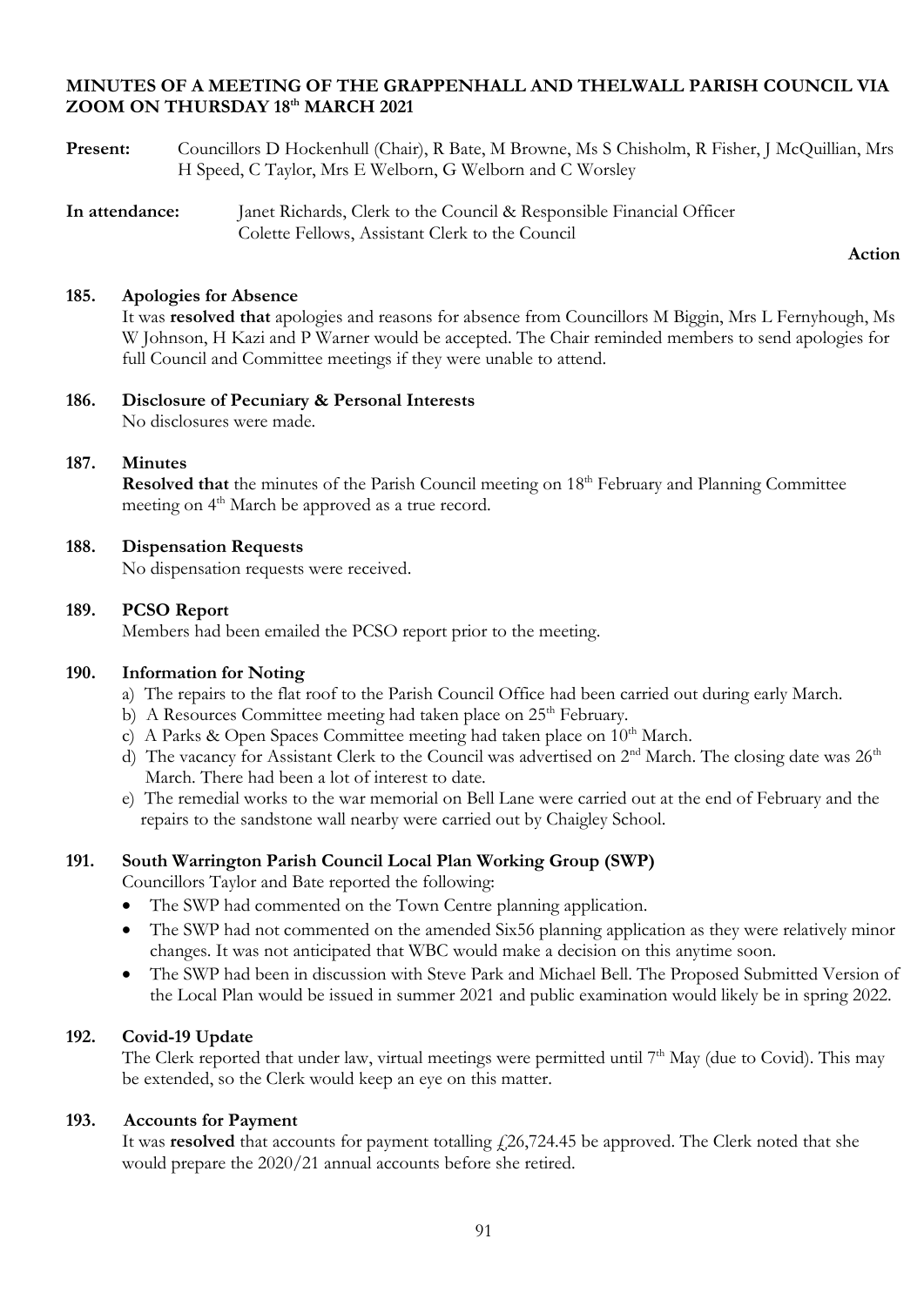## MINUTES OF A MEETING OF THE GRAPPENHALL AND THELWALL PARISH COUNCIL VIA ZOOM ON THURSDAY 18th MARCH 2021

**Present:** Councillors D Hockenhull (Chair), R Bate, M Browne, Ms S Chisholm, R Fisher, J McQuillian, Mrs H Speed, C Taylor, Mrs E Welborn, G Welborn and C Worsley

**In attendance:** Janet Richards, Clerk to the Council & Responsible Financial Officer
Colette Fellows, Assistant Clerk to the Council

**Action**

### 185. Apologies for Absence

It was **resolved that** apologies and reasons for absence from Councillors M Biggin, Mrs L Fernyhough, Ms W Johnson, H Kazi and P Warner would be accepted. The Chair reminded members to send apologies for full Council and Committee meetings if they were unable to attend.

### 186. Disclosure of Pecuniary & Personal Interests

No disclosures were made.

### 187. Minutes

**Resolved that** the minutes of the Parish Council meeting on 18th February and Planning Committee meeting on 4th March be approved as a true record.

### 188. Dispensation Requests

No dispensation requests were received.

### 189. PCSO Report

Members had been emailed the PCSO report prior to the meeting.

### 190. Information for Noting

a) The repairs to the flat roof to the Parish Council Office had been carried out during early March.
b) A Resources Committee meeting had taken place on 25th February.
c) A Parks & Open Spaces Committee meeting had taken place on 10th March.
d) The vacancy for Assistant Clerk to the Council was advertised on 2nd March. The closing date was 26th March. There had been a lot of interest to date.
e) The remedial works to the war memorial on Bell Lane were carried out at the end of February and the repairs to the sandstone wall nearby were carried out by Chaigley School.

### 191. South Warrington Parish Council Local Plan Working Group (SWP)

Councillors Taylor and Bate reported the following:

- The SWP had commented on the Town Centre planning application.
- The SWP had not commented on the amended Six56 planning application as they were relatively minor changes. It was not anticipated that WBC would make a decision on this anytime soon.
- The SWP had been in discussion with Steve Park and Michael Bell. The Proposed Submitted Version of the Local Plan would be issued in summer 2021 and public examination would likely be in spring 2022.

### 192. Covid-19 Update

The Clerk reported that under law, virtual meetings were permitted until 7th May (due to Covid). This may be extended, so the Clerk would keep an eye on this matter.

### 193. Accounts for Payment

It was **resolved** that accounts for payment totalling £26,724.45 be approved. The Clerk noted that she would prepare the 2020/21 annual accounts before she retired.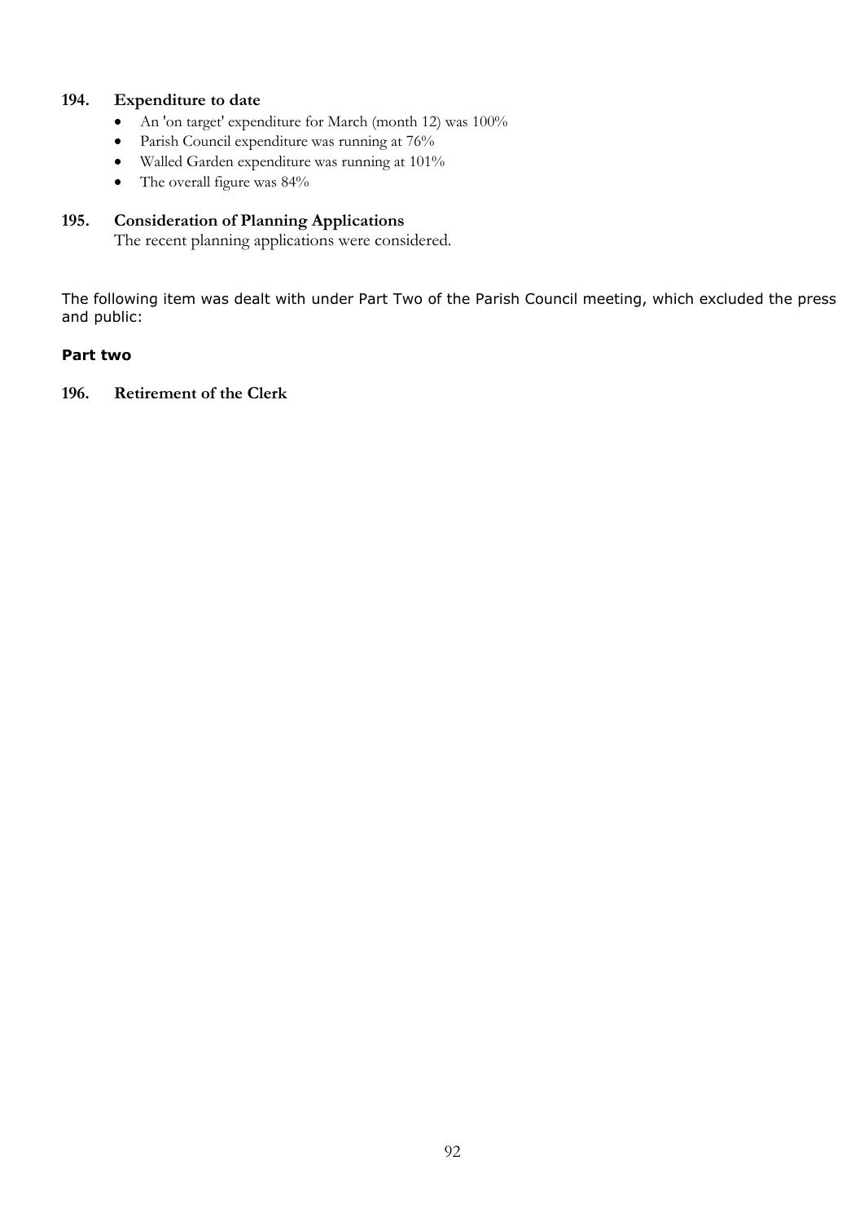### 194. Expenditure to date

- An 'on target' expenditure for March (month 12) was 100%
- Parish Council expenditure was running at 76%
- Walled Garden expenditure was running at 101%
- The overall figure was 84%

### 195. Consideration of Planning Applications

The recent planning applications were considered.

The following item was dealt with under Part Two of the Parish Council meeting, which excluded the press and public:

**Part two**

### 196. Retirement of the Clerk